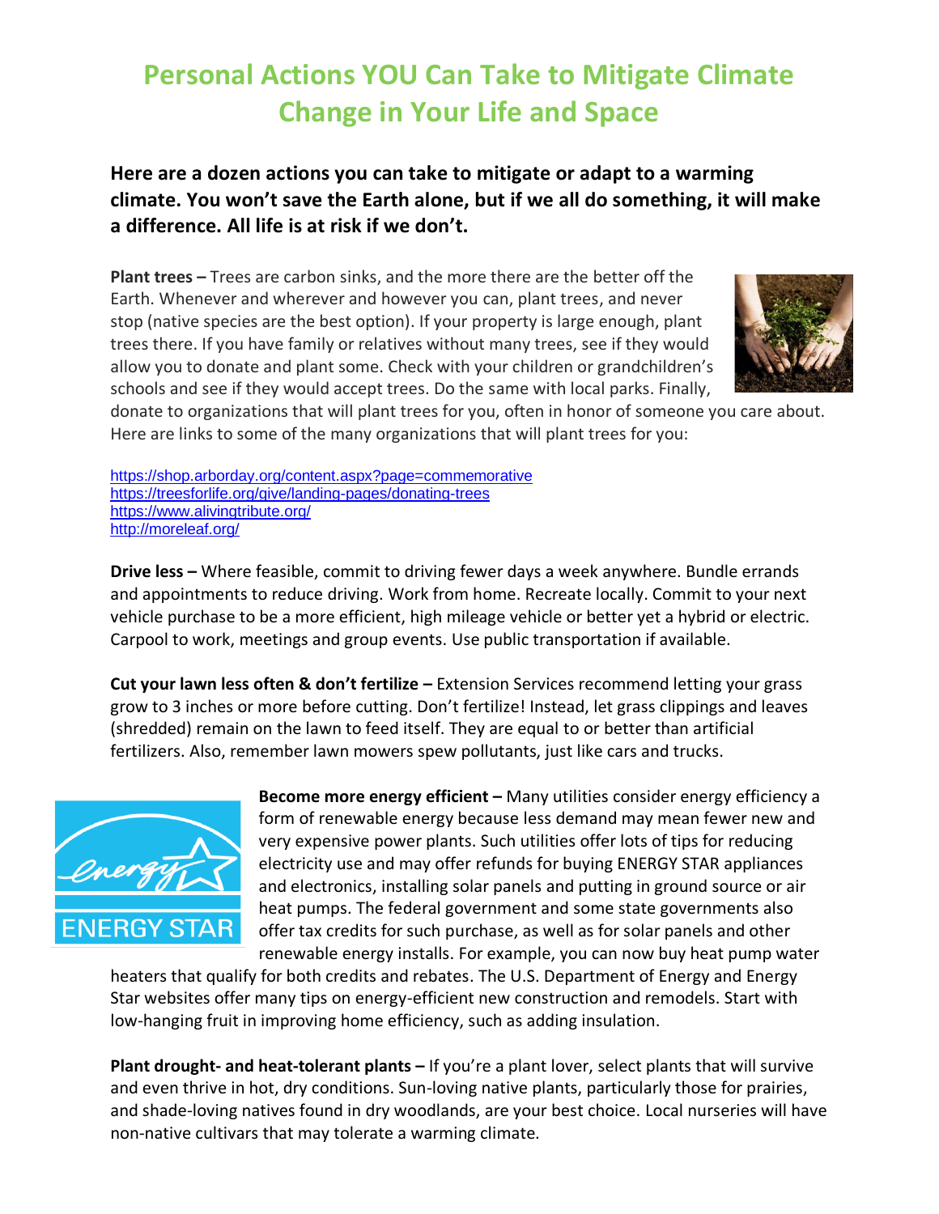# Personal Actions YOU Can Take to Mitigate Climate Change in Your Life and Space

**Here are a dozen actions you can take to mitigate or adapt to a warming climate. You won't save the Earth alone, but if we all do something, it will make a difference. All life is at risk if we don't.**

**Plant trees –** Trees are carbon sinks, and the more there are the better off the Earth. Whenever and wherever and however you can, plant trees, and never stop (native species are the best option). If your property is large enough, plant trees there. If you have family or relatives without many trees, see if they would allow you to donate and plant some. Check with your children or grandchildren's schools and see if they would accept trees. Do the same with local parks. Finally, donate to organizations that will plant trees for you, often in honor of someone you care about. Here are links to some of the many organizations that will plant trees for you:

https://shop.arborday.org/content.aspx?page=commemorative
https://treesforlife.org/give/landing-pages/donating-trees
https://www.alivingtribute.org/
http://moreleaf.org/

**Drive less –** Where feasible, commit to driving fewer days a week anywhere. Bundle errands and appointments to reduce driving. Work from home. Recreate locally. Commit to your next vehicle purchase to be a more efficient, high mileage vehicle or better yet a hybrid or electric. Carpool to work, meetings and group events. Use public transportation if available.

**Cut your lawn less often & don't fertilize –** Extension Services recommend letting your grass grow to 3 inches or more before cutting. Don't fertilize! Instead, let grass clippings and leaves (shredded) remain on the lawn to feed itself. They are equal to or better than artificial fertilizers. Also, remember lawn mowers spew pollutants, just like cars and trucks.

**Become more energy efficient –** Many utilities consider energy efficiency a form of renewable energy because less demand may mean fewer new and very expensive power plants. Such utilities offer lots of tips for reducing electricity use and may offer refunds for buying ENERGY STAR appliances and electronics, installing solar panels and putting in ground source or air heat pumps. The federal government and some state governments also offer tax credits for such purchase, as well as for solar panels and other renewable energy installs. For example, you can now buy heat pump water heaters that qualify for both credits and rebates. The U.S. Department of Energy and Energy Star websites offer many tips on energy-efficient new construction and remodels. Start with low-hanging fruit in improving home efficiency, such as adding insulation.

**Plant drought- and heat-tolerant plants –** If you're a plant lover, select plants that will survive and even thrive in hot, dry conditions. Sun-loving native plants, particularly those for prairies, and shade-loving natives found in dry woodlands, are your best choice. Local nurseries will have non-native cultivars that may tolerate a warming climate.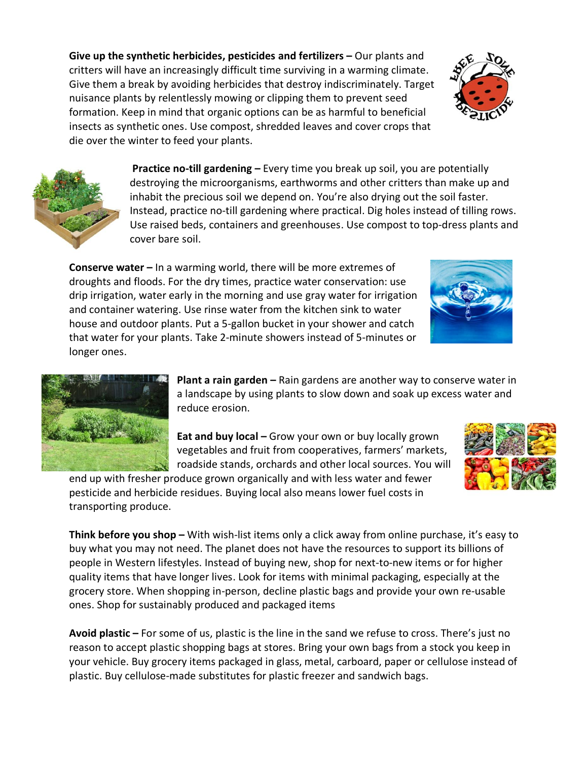**Give up the synthetic herbicides, pesticides and fertilizers –** Our plants and critters will have an increasingly difficult time surviving in a warming climate. Give them a break by avoiding herbicides that destroy indiscriminately. Target nuisance plants by relentlessly mowing or clipping them to prevent seed formation. Keep in mind that organic options can be as harmful to beneficial insects as synthetic ones. Use compost, shredded leaves and cover crops that die over the winter to feed your plants.

**Practice no-till gardening –** Every time you break up soil, you are potentially destroying the microorganisms, earthworms and other critters than make up and inhabit the precious soil we depend on. You're also drying out the soil faster. Instead, practice no-till gardening where practical. Dig holes instead of tilling rows. Use raised beds, containers and greenhouses. Use compost to top-dress plants and cover bare soil.

**Conserve water –** In a warming world, there will be more extremes of droughts and floods. For the dry times, practice water conservation: use drip irrigation, water early in the morning and use gray water for irrigation and container watering. Use rinse water from the kitchen sink to water house and outdoor plants. Put a 5-gallon bucket in your shower and catch that water for your plants. Take 2-minute showers instead of 5-minutes or longer ones.

**Plant a rain garden –** Rain gardens are another way to conserve water in a landscape by using plants to slow down and soak up excess water and reduce erosion.

**Eat and buy local –** Grow your own or buy locally grown vegetables and fruit from cooperatives, farmers' markets, roadside stands, orchards and other local sources. You will end up with fresher produce grown organically and with less water and fewer pesticide and herbicide residues. Buying local also means lower fuel costs in transporting produce.

**Think before you shop –** With wish-list items only a click away from online purchase, it's easy to buy what you may not need. The planet does not have the resources to support its billions of people in Western lifestyles. Instead of buying new, shop for next-to-new items or for higher quality items that have longer lives. Look for items with minimal packaging, especially at the grocery store. When shopping in-person, decline plastic bags and provide your own re-usable ones. Shop for sustainably produced and packaged items

**Avoid plastic –** For some of us, plastic is the line in the sand we refuse to cross. There's just no reason to accept plastic shopping bags at stores. Bring your own bags from a stock you keep in your vehicle. Buy grocery items packaged in glass, metal, carboard, paper or cellulose instead of plastic. Buy cellulose-made substitutes for plastic freezer and sandwich bags.